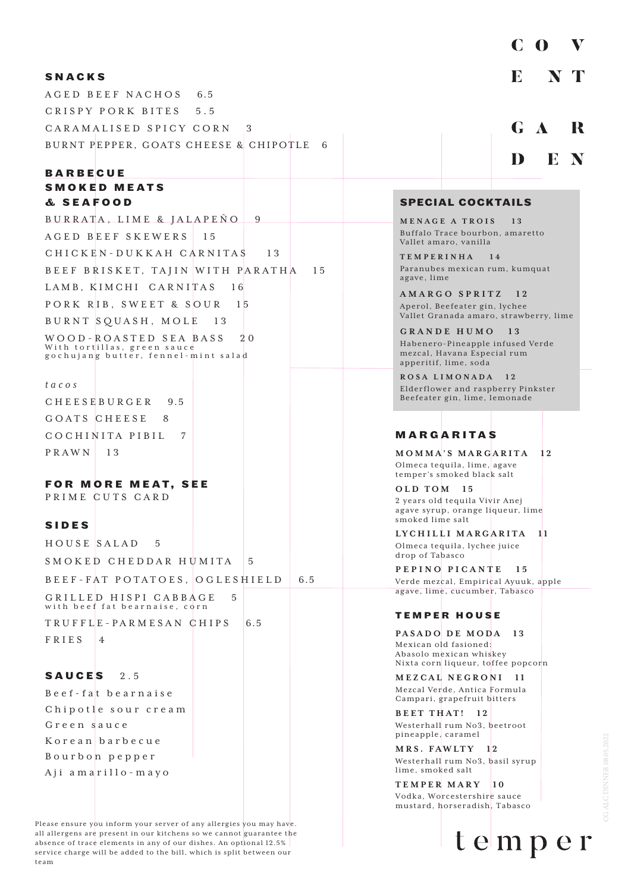# COVENT GARDEN

## SNACKS

AGED BEEF NACHOS 6.5
CRISPY PORK BITES 5.5
CARAMALISED SPICY CORN 3
BURNT PEPPER, GOATS CHEESE & CHIPOTLE 6

## BARBECUE SMOKED MEATS & SEAFOOD

BURRATA, LIME & JALAPEÑO 9
AGED BEEF SKEWERS 15
CHICKEN-DUKKAH CARNITAS 13
BEEF BRISKET, TAJIN WITH PARATHA 15
LAMB, KIMCHI CARNITAS 16
PORK RIB, SWEET & SOUR 15
BURNT SQUASH, MOLE 13
WOOD-ROASTED SEA BASS 20
With tortillas, green sauce gochujang butter, fennel-mint salad

*tacos*

CHEESEBURGER 9.5
GOATS CHEESE 8
COCHINITA PIBIL 7
PRAWN 13

## FOR MORE MEAT, SEE

PRIME CUTS CARD

## SIDES

HOUSE SALAD 5
SMOKED CHEDDAR HUMITA 5
BEEF-FAT POTATOES, OGLESHIELD 6.5
GRILLED HISPI CABBAGE 5
with beef fat bearnaise, corn
TRUFFLE-PARMESAN CHIPS 6.5
FRIES 4

## SAUCES 2.5

Beef-fat bearnaise
Chipotle sour cream
Green sauce
Korean barbecue
Bourbon pepper
Aji amarillo-mayo

## SPECIAL COCKTAILS

**MENAGE A TROIS 13**
Buffalo Trace bourbon, amaretto Vallet amaro, vanilla

**TEMPERINHA 14**
Paranubes mexican rum, kumquat agave, lime

**AMARGO SPRITZ 12**
Aperol, Beefeater gin, lychee Vallet Granada amaro, strawberry, lime

**GRANDE HUMO 13**
Habenero-Pineapple infused Verde mezcal, Havana Especial rum apperitif, lime, soda

**ROSA LIMONADA 12**
Elderflower and raspberry Pinkster Beefeater gin, lime, lemonade

## MARGARITAS

**MOMMA'S MARGARITA 12**
Olmeca tequila, lime, agave temper's smoked black salt

**OLD TOM 15**
2 years old tequila Vivir Anej agave syrup, orange liqueur, lime smoked lime salt

**LYCHILLI MARGARITA 11**
Olmeca tequila, lychee juice drop of Tabasco

**PEPINO PICANTE 15**
Verde mezcal, Empirical Ayuuk, apple agave, lime, cucumber, Tabasco

## TEMPER HOUSE

**PASADO DE MODA 13**
Mexican old fasioned: Abasolo mexican whiskey Nixta corn liqueur, toffee popcorn

**MEZCAL NEGRONI 11**
Mezcal Verde, Antica Formula Campari, grapefruit bitters

**BEET THAT! 12**
Westerhall rum No3, beetroot pineapple, caramel

**MRS. FAWLTY 12**
Westerhall rum No3, basil syrup lime, smoked salt

**TEMPER MARY 10**
Vodka, Worcestershire sauce mustard, horseradish, Tabasco

Please ensure you inform your server of any allergies you may have. all allergens are present in our kitchens so we cannot guarantee the absence of trace elements in any of our dishes. An optional 12.5% service charge will be added to the bill, which is split between our team

temper

CG ALC DINNER 08.05.2022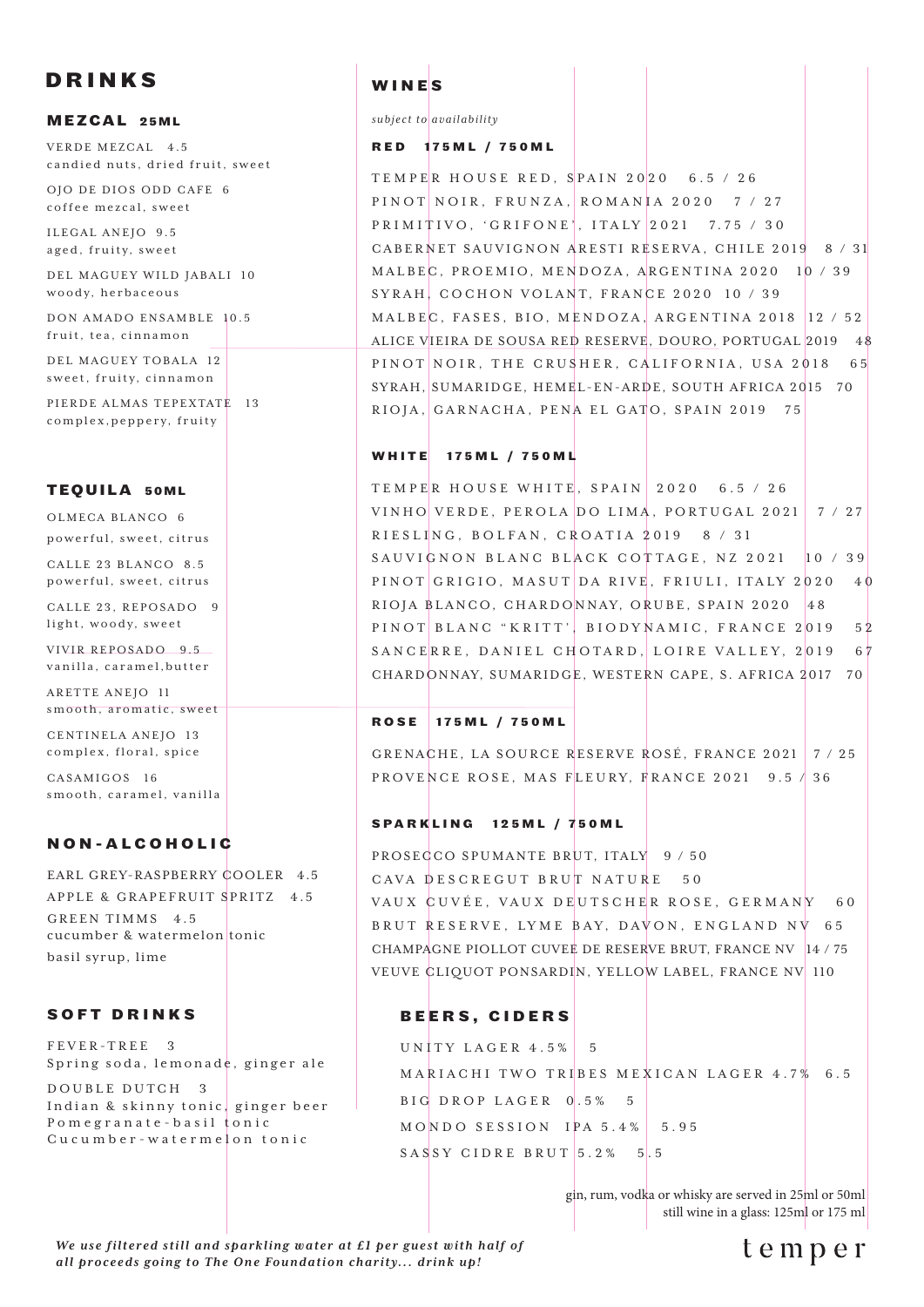# DRINKS

## MEZCAL 25ML

VERDE MEZCAL 4.5
candied nuts, dried fruit, sweet

OJO DE DIOS ODD CAFE 6
coffee mezcal, sweet

ILEGAL ANEJO 9.5
aged, fruity, sweet

DEL MAGUEY WILD JABALI 10
woody, herbaceous

DON AMADO ENSAMBLE 10.5
fruit, tea, cinnamon

DEL MAGUEY TOBALA 12
sweet, fruity, cinnamon

PIERDE ALMAS TEPEXTATE 13
complex,peppery, fruity

## TEQUILA 50ML

OLMECA BLANCO 6
powerful, sweet, citrus

CALLE 23 BLANCO 8.5
powerful, sweet, citrus

CALLE 23, REPOSADO 9
light, woody, sweet

VIVIR REPOSADO 9.5
vanilla, caramel,butter

ARETTE ANEJO 11
smooth, aromatic, sweet

CENTINELA ANEJO 13
complex, floral, spice

CASAMIGOS 16
smooth, caramel, vanilla

## NON-ALCOHOLIC

EARL GREY-RASPBERRY COOLER 4.5

APPLE & GRAPEFRUIT SPRITZ 4.5

GREEN TIMMS 4.5
cucumber & watermelon tonic
basil syrup, lime

## SOFT DRINKS

FEVER-TREE 3
Spring soda, lemonade, ginger ale

DOUBLE DUTCH 3
Indian & skinny tonic, ginger beer
Pomegranate-basil tonic
Cucumber-watermelon tonic

# WINES

*subject to availability*

## RED 175ML / 750ML

TEMPER HOUSE RED, SPAIN 2020 6.5 / 26
PINOT NOIR, FRUNZA, ROMANIA 2020 7 / 27
PRIMITIVO, 'GRIFONE', ITALY 2021 7.75 / 30
CABERNET SAUVIGNON ARESTI RESERVA, CHILE 2019 8 / 31
MALBEC, PROEMIO, MENDOZA, ARGENTINA 2020 10 / 39
SYRAH, COCHON VOLANT, FRANCE 2020 10 / 39
MALBEC, FASES, BIO, MENDOZA, ARGENTINA 2018 12 / 52
ALICE VIEIRA DE SOUSA RED RESERVE, DOURO, PORTUGAL 2019 48
PINOT NOIR, THE CRUSHER, CALIFORNIA, USA 2018 65
SYRAH, SUMARIDGE, HEMEL-EN-ARDE, SOUTH AFRICA 2015 70
RIOJA, GARNACHA, PENA EL GATO, SPAIN 2019 75

## WHITE 175ML / 750ML

TEMPER HOUSE WHITE, SPAIN 2020 6.5 / 26
VINHO VERDE, PEROLA DO LIMA, PORTUGAL 2021 7 / 27
RIESLING, BOLFAN, CROATIA 2019 8 / 31
SAUVIGNON BLANC BLACK COTTAGE, NZ 2021 10 / 39
PINOT GRIGIO, MASUT DA RIVE, FRIULI, ITALY 2020 40
RIOJA BLANCO, CHARDONNAY, ORUBE, SPAIN 2020 48
PINOT BLANC "KRITT", BIODYNAMIC, FRANCE 2019 52
SANCERRE, DANIEL CHOTARD, LOIRE VALLEY, 2019 67
CHARDONNAY, SUMARIDGE, WESTERN CAPE, S. AFRICA 2017 70

## ROSE 175ML / 750ML

GRENACHE, LA SOURCE RESERVE ROSÉ, FRANCE 2021 7 / 25
PROVENCE ROSE, MAS FLEURY, FRANCE 2021 9.5 / 36

## SPARKLING 125ML / 750ML

PROSECCO SPUMANTE BRUT, ITALY 9 / 50
CAVA DESCREGUT BRUT NATURE 50
VAUX CUVÉE, VAUX DEUTSCHER ROSE, GERMANY 60
BRUT RESERVE, LYME BAY, DAVON, ENGLAND NV 65
CHAMPAGNE PIOLLOT CUVEE DE RESERVE BRUT, FRANCE NV 14 / 75
VEUVE CLIQUOT PONSARDIN, YELLOW LABEL, FRANCE NV 110

## BEERS, CIDERS

UNITY LAGER 4.5% 5
MARIACHI TWO TRIBES MEXICAN LAGER 4.7% 6.5
BIG DROP LAGER 0.5% 5
MONDO SESSION IPA 5.4% 5.95
SASSY CIDRE BRUT 5.2% 5.5

gin, rum, vodka or whisky are served in 25ml or 50ml
still wine in a glass: 125ml or 175 ml

***We use filtered still and sparkling water at £1 per guest with half of all proceeds going to The One Foundation charity... drink up!***

temper